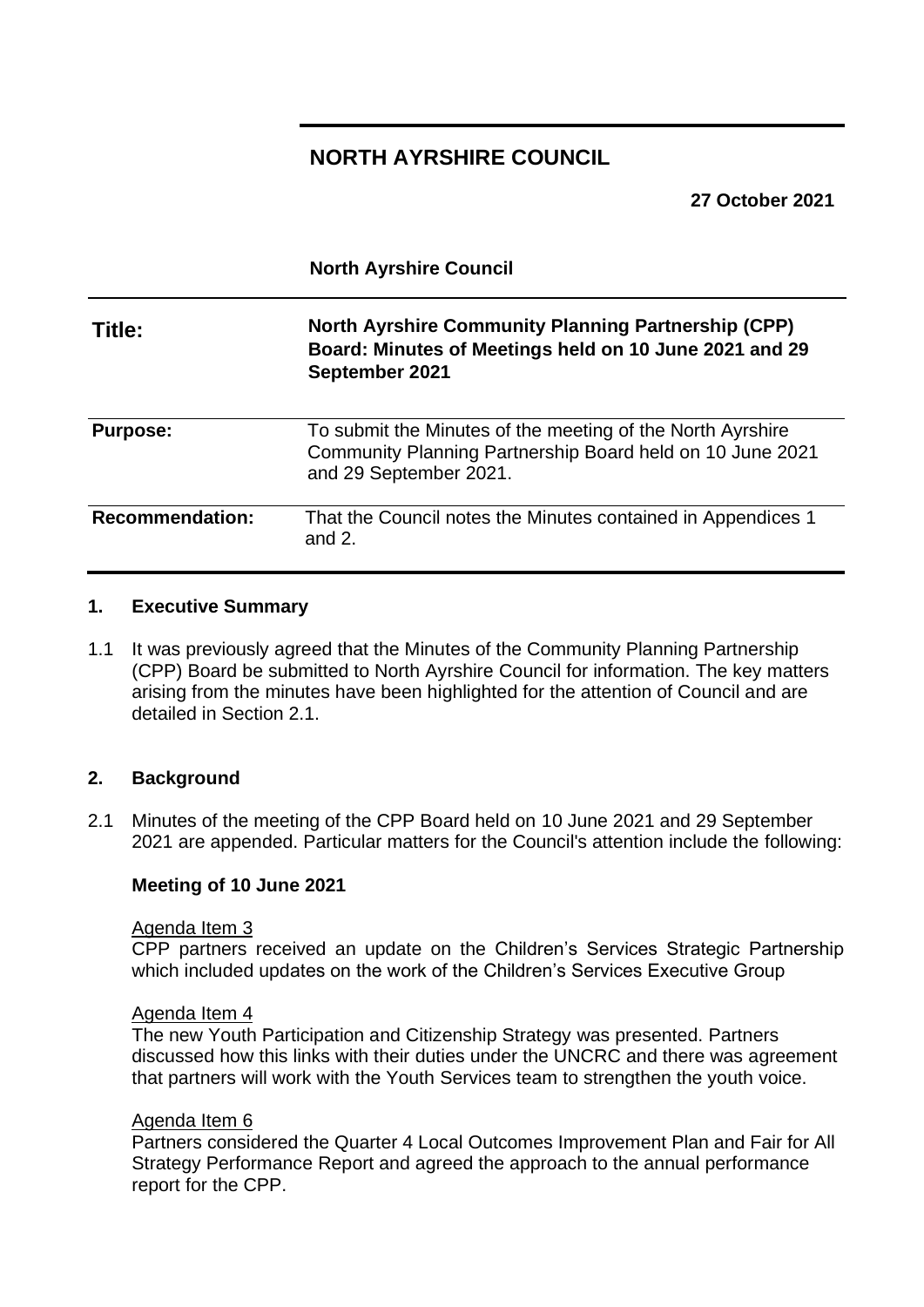# NORTH AYRSHIRE COUNCIL

**27 October 2021**

**North Ayrshire Council**

| | |
|---|---|
| **Title:** | **North Ayrshire Community Planning Partnership (CPP) Board: Minutes of Meetings held on 10 June 2021 and 29 September 2021** |
| **Purpose:** | To submit the Minutes of the meeting of the North Ayrshire Community Planning Partnership Board held on 10 June 2021 and 29 September 2021. |
| **Recommendation:** | That the Council notes the Minutes contained in Appendices 1 and 2. |

## 1. Executive Summary

1.1 It was previously agreed that the Minutes of the Community Planning Partnership (CPP) Board be submitted to North Ayrshire Council for information. The key matters arising from the minutes have been highlighted for the attention of Council and are detailed in Section 2.1.

## 2. Background

2.1 Minutes of the meeting of the CPP Board held on 10 June 2021 and 29 September 2021 are appended. Particular matters for the Council's attention include the following:

**Meeting of 10 June 2021**

Agenda Item 3

CPP partners received an update on the Children's Services Strategic Partnership which included updates on the work of the Children's Services Executive Group

Agenda Item 4

The new Youth Participation and Citizenship Strategy was presented. Partners discussed how this links with their duties under the UNCRC and there was agreement that partners will work with the Youth Services team to strengthen the youth voice.

Agenda Item 6

Partners considered the Quarter 4 Local Outcomes Improvement Plan and Fair for All Strategy Performance Report and agreed the approach to the annual performance report for the CPP.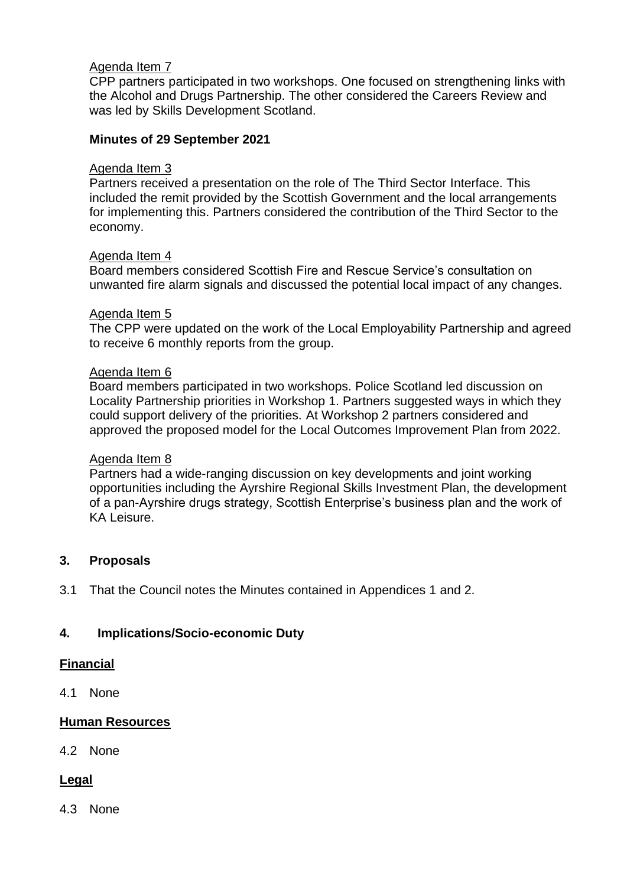Agenda Item 7

CPP partners participated in two workshops. One focused on strengthening links with the Alcohol and Drugs Partnership. The other considered the Careers Review and was led by Skills Development Scotland.

**Minutes of 29 September 2021**

Agenda Item 3

Partners received a presentation on the role of The Third Sector Interface. This included the remit provided by the Scottish Government and the local arrangements for implementing this. Partners considered the contribution of the Third Sector to the economy.

Agenda Item 4

Board members considered Scottish Fire and Rescue Service's consultation on unwanted fire alarm signals and discussed the potential local impact of any changes.

Agenda Item 5

The CPP were updated on the work of the Local Employability Partnership and agreed to receive 6 monthly reports from the group.

Agenda Item 6

Board members participated in two workshops. Police Scotland led discussion on Locality Partnership priorities in Workshop 1. Partners suggested ways in which they could support delivery of the priorities. At Workshop 2 partners considered and approved the proposed model for the Local Outcomes Improvement Plan from 2022.

Agenda Item 8

Partners had a wide-ranging discussion on key developments and joint working opportunities including the Ayrshire Regional Skills Investment Plan, the development of a pan-Ayrshire drugs strategy, Scottish Enterprise's business plan and the work of KA Leisure.

## 3. Proposals

3.1 That the Council notes the Minutes contained in Appendices 1 and 2.

## 4. Implications/Socio-economic Duty

**Financial**

4.1 None

**Human Resources**

4.2 None

**Legal**

4.3 None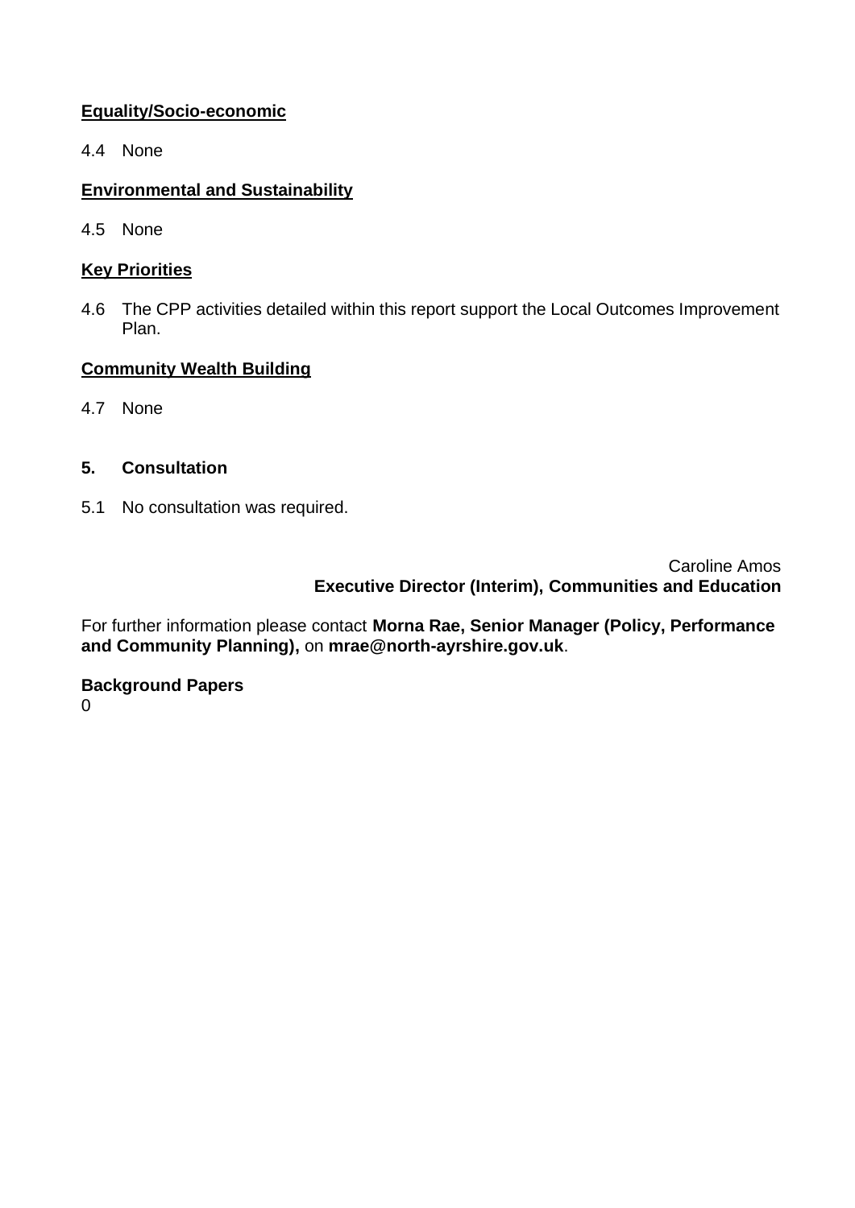**Equality/Socio-economic**

4.4 None

**Environmental and Sustainability**

4.5 None

**Key Priorities**

4.6 The CPP activities detailed within this report support the Local Outcomes Improvement Plan.

**Community Wealth Building**

4.7 None

## 5. Consultation

5.1 No consultation was required.

Caroline Amos
**Executive Director (Interim), Communities and Education**

For further information please contact **Morna Rae, Senior Manager (Policy, Performance and Community Planning),** on **mrae@north-ayrshire.gov.uk**.

**Background Papers**
0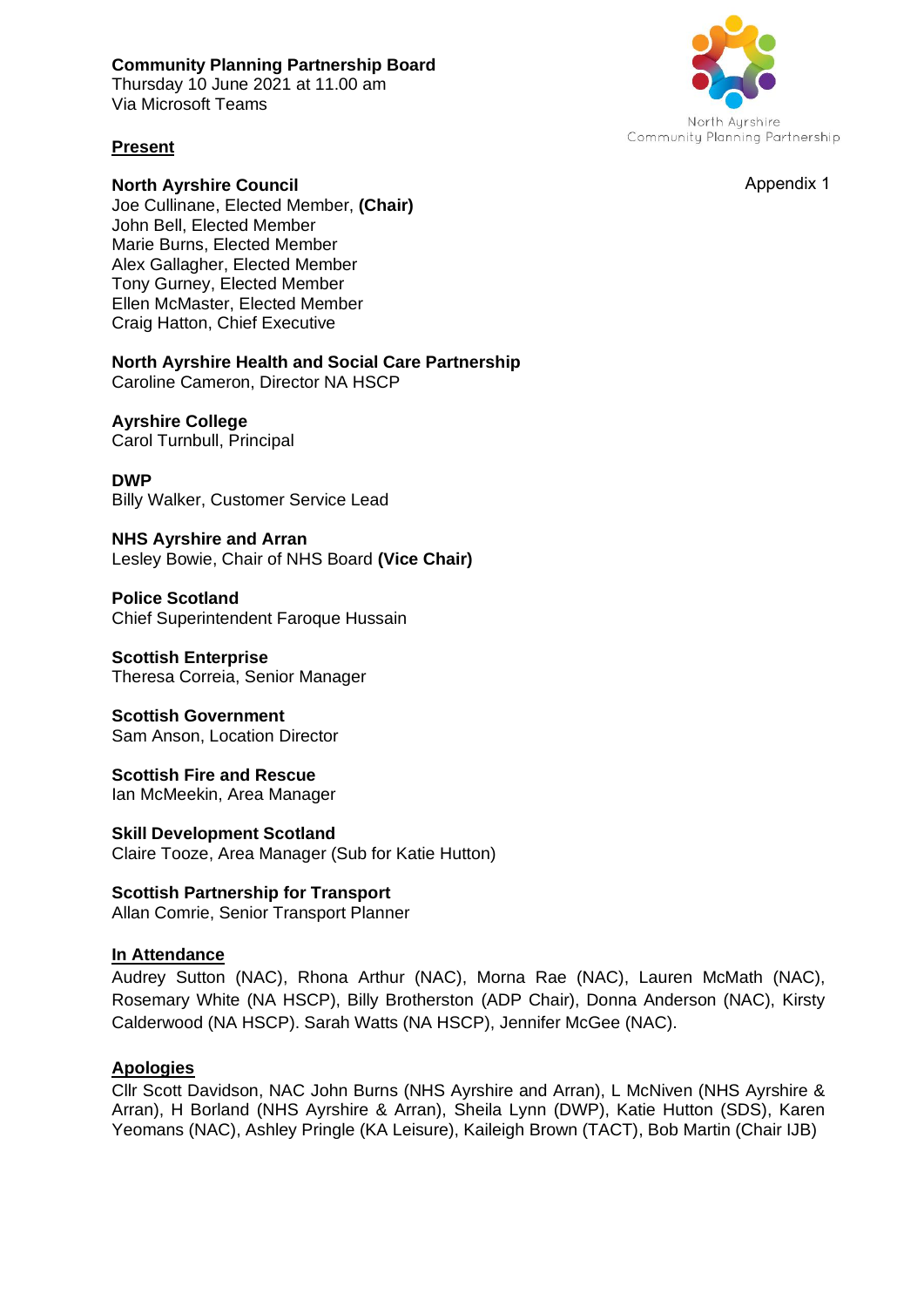**Community Planning Partnership Board**
Thursday 10 June 2021 at 11.00 am
Via Microsoft Teams

North Ayrshire Community Planning Partnership

Appendix 1

**Present**

**North Ayrshire Council**
Joe Cullinane, Elected Member, **(Chair)**
John Bell, Elected Member
Marie Burns, Elected Member
Alex Gallagher, Elected Member
Tony Gurney, Elected Member
Ellen McMaster, Elected Member
Craig Hatton, Chief Executive

**North Ayrshire Health and Social Care Partnership**
Caroline Cameron, Director NA HSCP

**Ayrshire College**
Carol Turnbull, Principal

**DWP**
Billy Walker, Customer Service Lead

**NHS Ayrshire and Arran**
Lesley Bowie, Chair of NHS Board **(Vice Chair)**

**Police Scotland**
Chief Superintendent Faroque Hussain

**Scottish Enterprise**
Theresa Correia, Senior Manager

**Scottish Government**
Sam Anson, Location Director

**Scottish Fire and Rescue**
Ian McMeekin, Area Manager

**Skill Development Scotland**
Claire Tooze, Area Manager (Sub for Katie Hutton)

**Scottish Partnership for Transport**
Allan Comrie, Senior Transport Planner

**In Attendance**

Audrey Sutton (NAC), Rhona Arthur (NAC), Morna Rae (NAC), Lauren McMath (NAC), Rosemary White (NA HSCP), Billy Brotherston (ADP Chair), Donna Anderson (NAC), Kirsty Calderwood (NA HSCP). Sarah Watts (NA HSCP), Jennifer McGee (NAC).

**Apologies**

Cllr Scott Davidson, NAC John Burns (NHS Ayrshire and Arran), L McNiven (NHS Ayrshire & Arran), H Borland (NHS Ayrshire & Arran), Sheila Lynn (DWP), Katie Hutton (SDS), Karen Yeomans (NAC), Ashley Pringle (KA Leisure), Kaileigh Brown (TACT), Bob Martin (Chair IJB)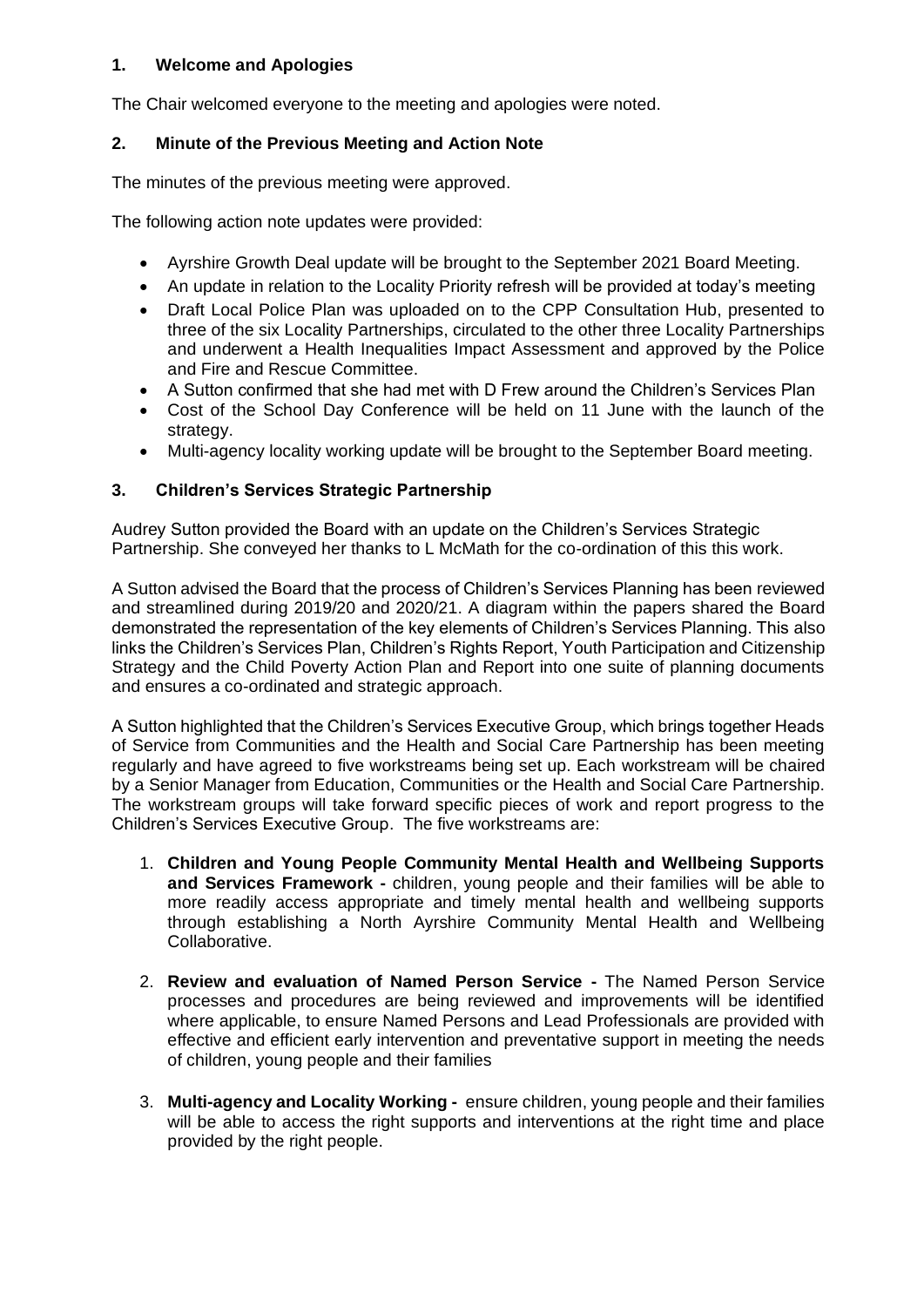## 1. Welcome and Apologies

The Chair welcomed everyone to the meeting and apologies were noted.

## 2. Minute of the Previous Meeting and Action Note

The minutes of the previous meeting were approved.

The following action note updates were provided:

- Ayrshire Growth Deal update will be brought to the September 2021 Board Meeting.
- An update in relation to the Locality Priority refresh will be provided at today's meeting
- Draft Local Police Plan was uploaded on to the CPP Consultation Hub, presented to three of the six Locality Partnerships, circulated to the other three Locality Partnerships and underwent a Health Inequalities Impact Assessment and approved by the Police and Fire and Rescue Committee.
- A Sutton confirmed that she had met with D Frew around the Children's Services Plan
- Cost of the School Day Conference will be held on 11 June with the launch of the strategy.
- Multi-agency locality working update will be brought to the September Board meeting.

## 3. Children's Services Strategic Partnership

Audrey Sutton provided the Board with an update on the Children's Services Strategic Partnership. She conveyed her thanks to L McMath for the co-ordination of this this work.

A Sutton advised the Board that the process of Children's Services Planning has been reviewed and streamlined during 2019/20 and 2020/21. A diagram within the papers shared the Board demonstrated the representation of the key elements of Children's Services Planning. This also links the Children's Services Plan, Children's Rights Report, Youth Participation and Citizenship Strategy and the Child Poverty Action Plan and Report into one suite of planning documents and ensures a co-ordinated and strategic approach.

A Sutton highlighted that the Children's Services Executive Group, which brings together Heads of Service from Communities and the Health and Social Care Partnership has been meeting regularly and have agreed to five workstreams being set up. Each workstream will be chaired by a Senior Manager from Education, Communities or the Health and Social Care Partnership. The workstream groups will take forward specific pieces of work and report progress to the Children's Services Executive Group. The five workstreams are:

1. **Children and Young People Community Mental Health and Wellbeing Supports and Services Framework -** children, young people and their families will be able to more readily access appropriate and timely mental health and wellbeing supports through establishing a North Ayrshire Community Mental Health and Wellbeing Collaborative.

2. **Review and evaluation of Named Person Service -** The Named Person Service processes and procedures are being reviewed and improvements will be identified where applicable, to ensure Named Persons and Lead Professionals are provided with effective and efficient early intervention and preventative support in meeting the needs of children, young people and their families

3. **Multi-agency and Locality Working -** ensure children, young people and their families will be able to access the right supports and interventions at the right time and place provided by the right people.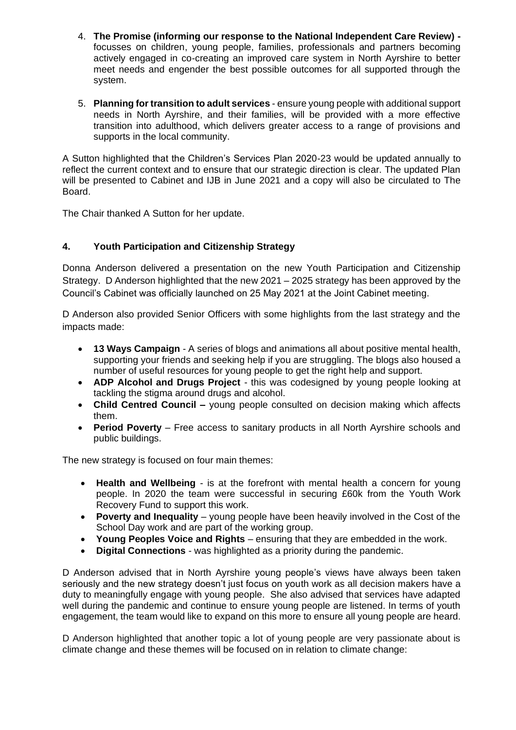4. **The Promise (informing our response to the National Independent Care Review) -** focusses on children, young people, families, professionals and partners becoming actively engaged in co-creating an improved care system in North Ayrshire to better meet needs and engender the best possible outcomes for all supported through the system.

5. **Planning for transition to adult services** - ensure young people with additional support needs in North Ayrshire, and their families, will be provided with a more effective transition into adulthood, which delivers greater access to a range of provisions and supports in the local community.

A Sutton highlighted that the Children's Services Plan 2020-23 would be updated annually to reflect the current context and to ensure that our strategic direction is clear. The updated Plan will be presented to Cabinet and IJB in June 2021 and a copy will also be circulated to The Board.

The Chair thanked A Sutton for her update.

## 4. Youth Participation and Citizenship Strategy

Donna Anderson delivered a presentation on the new Youth Participation and Citizenship Strategy. D Anderson highlighted that the new 2021 – 2025 strategy has been approved by the Council's Cabinet was officially launched on 25 May 2021 at the Joint Cabinet meeting.

D Anderson also provided Senior Officers with some highlights from the last strategy and the impacts made:

- **13 Ways Campaign** - A series of blogs and animations all about positive mental health, supporting your friends and seeking help if you are struggling. The blogs also housed a number of useful resources for young people to get the right help and support.
- **ADP Alcohol and Drugs Project** - this was codesigned by young people looking at tackling the stigma around drugs and alcohol.
- **Child Centred Council –** young people consulted on decision making which affects them.
- **Period Poverty** – Free access to sanitary products in all North Ayrshire schools and public buildings.

The new strategy is focused on four main themes:

- **Health and Wellbeing** - is at the forefront with mental health a concern for young people. In 2020 the team were successful in securing £60k from the Youth Work Recovery Fund to support this work.
- **Poverty and Inequality** – young people have been heavily involved in the Cost of the School Day work and are part of the working group.
- **Young Peoples Voice and Rights** – ensuring that they are embedded in the work.
- **Digital Connections** - was highlighted as a priority during the pandemic.

D Anderson advised that in North Ayrshire young people's views have always been taken seriously and the new strategy doesn't just focus on youth work as all decision makers have a duty to meaningfully engage with young people. She also advised that services have adapted well during the pandemic and continue to ensure young people are listened. In terms of youth engagement, the team would like to expand on this more to ensure all young people are heard.

D Anderson highlighted that another topic a lot of young people are very passionate about is climate change and these themes will be focused on in relation to climate change: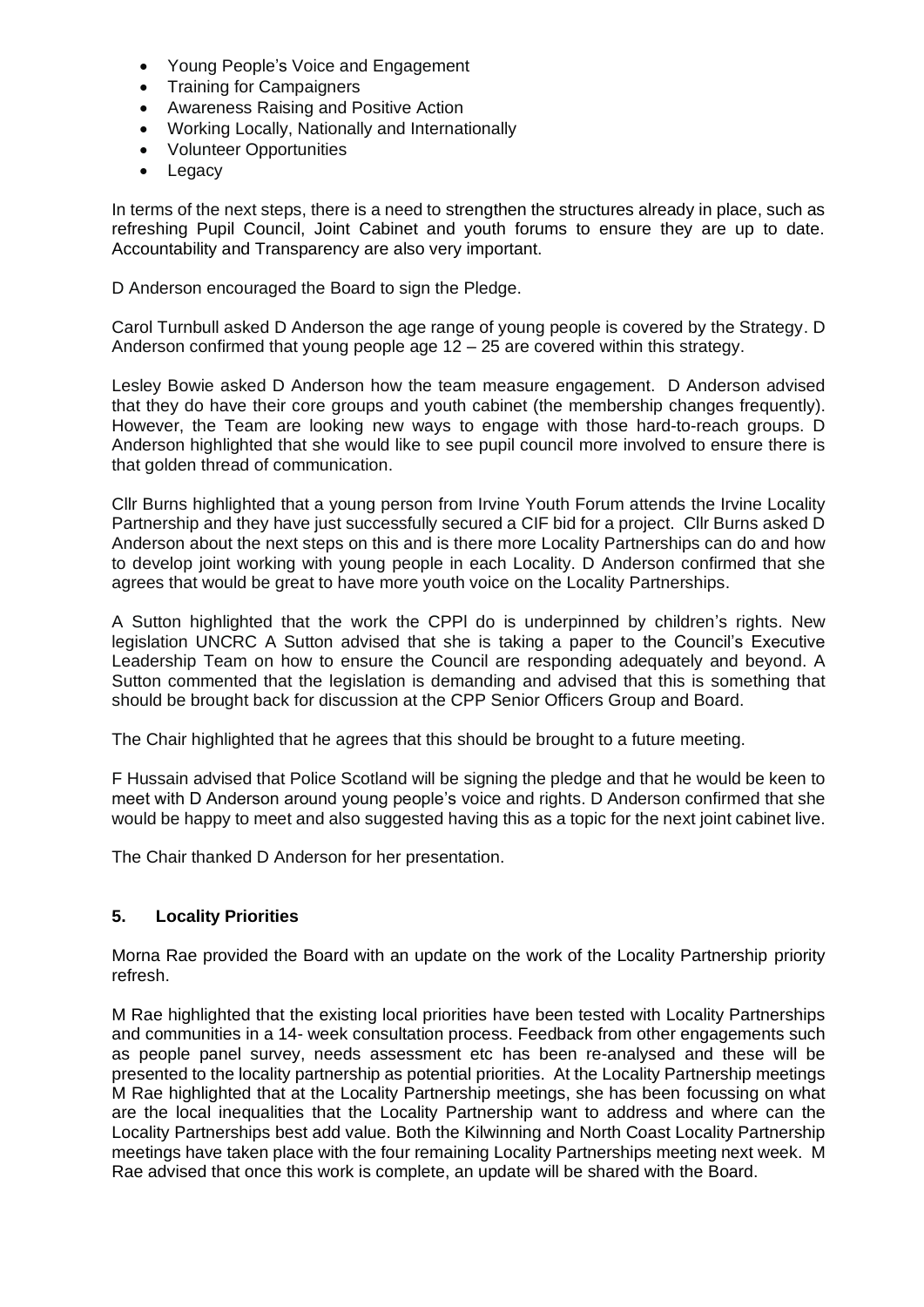- Young People's Voice and Engagement
- Training for Campaigners
- Awareness Raising and Positive Action
- Working Locally, Nationally and Internationally
- Volunteer Opportunities
- Legacy

In terms of the next steps, there is a need to strengthen the structures already in place, such as refreshing Pupil Council, Joint Cabinet and youth forums to ensure they are up to date. Accountability and Transparency are also very important.

D Anderson encouraged the Board to sign the Pledge.

Carol Turnbull asked D Anderson the age range of young people is covered by the Strategy. D Anderson confirmed that young people age 12 – 25 are covered within this strategy.

Lesley Bowie asked D Anderson how the team measure engagement. D Anderson advised that they do have their core groups and youth cabinet (the membership changes frequently). However, the Team are looking new ways to engage with those hard-to-reach groups. D Anderson highlighted that she would like to see pupil council more involved to ensure there is that golden thread of communication.

Cllr Burns highlighted that a young person from Irvine Youth Forum attends the Irvine Locality Partnership and they have just successfully secured a CIF bid for a project. Cllr Burns asked D Anderson about the next steps on this and is there more Locality Partnerships can do and how to develop joint working with young people in each Locality. D Anderson confirmed that she agrees that would be great to have more youth voice on the Locality Partnerships.

A Sutton highlighted that the work the CPPI do is underpinned by children's rights. New legislation UNCRC A Sutton advised that she is taking a paper to the Council's Executive Leadership Team on how to ensure the Council are responding adequately and beyond. A Sutton commented that the legislation is demanding and advised that this is something that should be brought back for discussion at the CPP Senior Officers Group and Board.

The Chair highlighted that he agrees that this should be brought to a future meeting.

F Hussain advised that Police Scotland will be signing the pledge and that he would be keen to meet with D Anderson around young people's voice and rights. D Anderson confirmed that she would be happy to meet and also suggested having this as a topic for the next joint cabinet live.

The Chair thanked D Anderson for her presentation.

## 5. Locality Priorities

Morna Rae provided the Board with an update on the work of the Locality Partnership priority refresh.

M Rae highlighted that the existing local priorities have been tested with Locality Partnerships and communities in a 14- week consultation process. Feedback from other engagements such as people panel survey, needs assessment etc has been re-analysed and these will be presented to the locality partnership as potential priorities. At the Locality Partnership meetings M Rae highlighted that at the Locality Partnership meetings, she has been focussing on what are the local inequalities that the Locality Partnership want to address and where can the Locality Partnerships best add value. Both the Kilwinning and North Coast Locality Partnership meetings have taken place with the four remaining Locality Partnerships meeting next week. M Rae advised that once this work is complete, an update will be shared with the Board.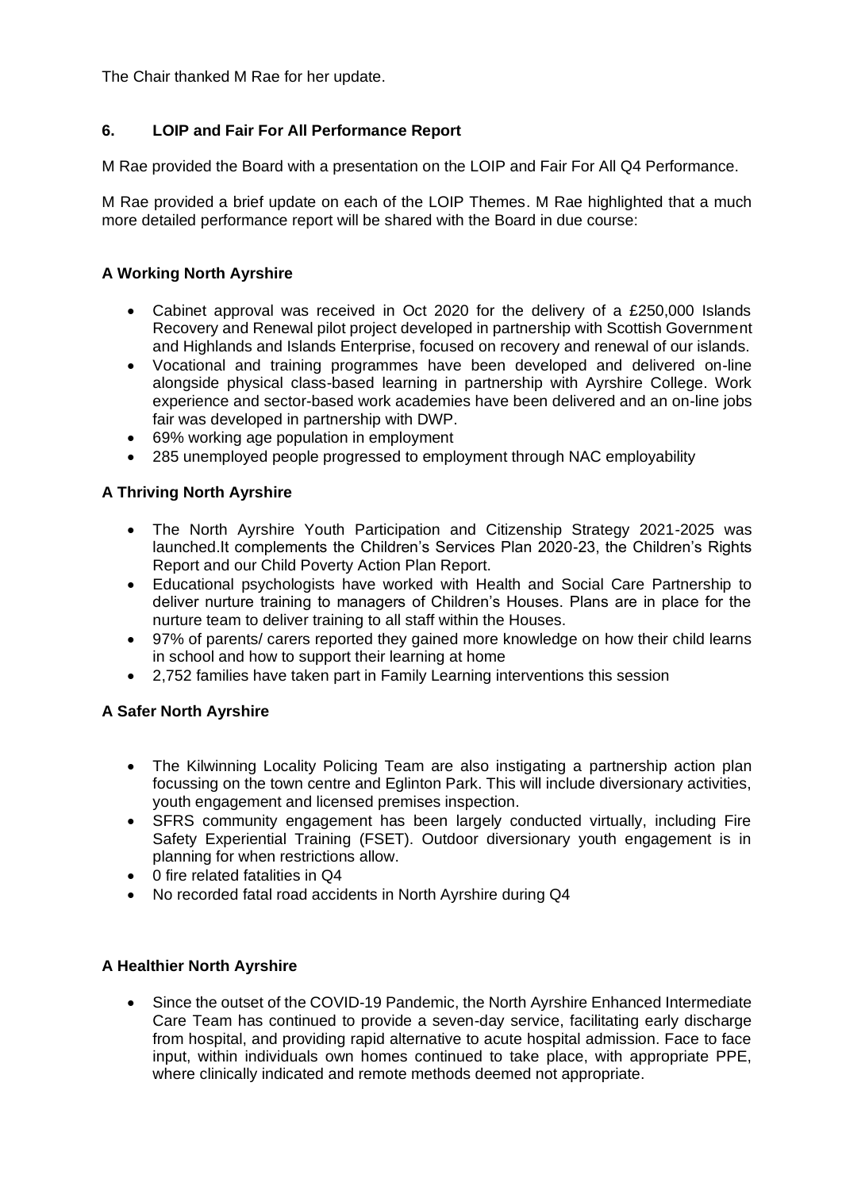The Chair thanked M Rae for her update.

## 6. LOIP and Fair For All Performance Report

M Rae provided the Board with a presentation on the LOIP and Fair For All Q4 Performance.

M Rae provided a brief update on each of the LOIP Themes. M Rae highlighted that a much more detailed performance report will be shared with the Board in due course:

### A Working North Ayrshire

- Cabinet approval was received in Oct 2020 for the delivery of a £250,000 Islands Recovery and Renewal pilot project developed in partnership with Scottish Government and Highlands and Islands Enterprise, focused on recovery and renewal of our islands.
- Vocational and training programmes have been developed and delivered on-line alongside physical class-based learning in partnership with Ayrshire College. Work experience and sector-based work academies have been delivered and an on-line jobs fair was developed in partnership with DWP.
- 69% working age population in employment
- 285 unemployed people progressed to employment through NAC employability

### A Thriving North Ayrshire

- The North Ayrshire Youth Participation and Citizenship Strategy 2021-2025 was launched.It complements the Children's Services Plan 2020-23, the Children's Rights Report and our Child Poverty Action Plan Report.
- Educational psychologists have worked with Health and Social Care Partnership to deliver nurture training to managers of Children's Houses. Plans are in place for the nurture team to deliver training to all staff within the Houses.
- 97% of parents/ carers reported they gained more knowledge on how their child learns in school and how to support their learning at home
- 2,752 families have taken part in Family Learning interventions this session

### A Safer North Ayrshire

- The Kilwinning Locality Policing Team are also instigating a partnership action plan focussing on the town centre and Eglinton Park. This will include diversionary activities, youth engagement and licensed premises inspection.
- SFRS community engagement has been largely conducted virtually, including Fire Safety Experiential Training (FSET). Outdoor diversionary youth engagement is in planning for when restrictions allow.
- 0 fire related fatalities in Q4
- No recorded fatal road accidents in North Ayrshire during Q4

### A Healthier North Ayrshire

- Since the outset of the COVID-19 Pandemic, the North Ayrshire Enhanced Intermediate Care Team has continued to provide a seven-day service, facilitating early discharge from hospital, and providing rapid alternative to acute hospital admission. Face to face input, within individuals own homes continued to take place, with appropriate PPE, where clinically indicated and remote methods deemed not appropriate.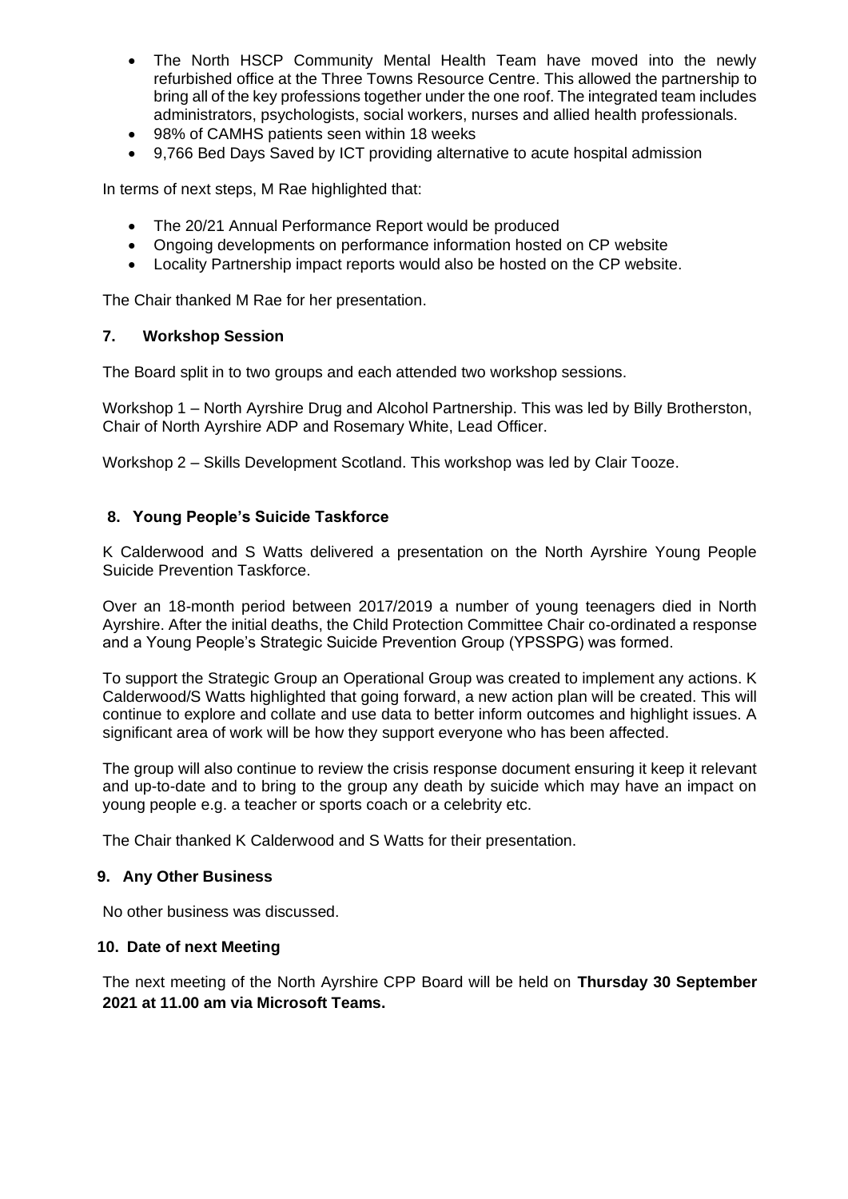- The North HSCP Community Mental Health Team have moved into the newly refurbished office at the Three Towns Resource Centre. This allowed the partnership to bring all of the key professions together under the one roof. The integrated team includes administrators, psychologists, social workers, nurses and allied health professionals.
- 98% of CAMHS patients seen within 18 weeks
- 9,766 Bed Days Saved by ICT providing alternative to acute hospital admission

In terms of next steps, M Rae highlighted that:

- The 20/21 Annual Performance Report would be produced
- Ongoing developments on performance information hosted on CP website
- Locality Partnership impact reports would also be hosted on the CP website.

The Chair thanked M Rae for her presentation.

## 7. Workshop Session

The Board split in to two groups and each attended two workshop sessions.

Workshop 1 – North Ayrshire Drug and Alcohol Partnership. This was led by Billy Brotherston, Chair of North Ayrshire ADP and Rosemary White, Lead Officer.

Workshop 2 – Skills Development Scotland. This workshop was led by Clair Tooze.

## 8. Young People's Suicide Taskforce

K Calderwood and S Watts delivered a presentation on the North Ayrshire Young People Suicide Prevention Taskforce.

Over an 18-month period between 2017/2019 a number of young teenagers died in North Ayrshire. After the initial deaths, the Child Protection Committee Chair co-ordinated a response and a Young People's Strategic Suicide Prevention Group (YPSSPG) was formed.

To support the Strategic Group an Operational Group was created to implement any actions. K Calderwood/S Watts highlighted that going forward, a new action plan will be created. This will continue to explore and collate and use data to better inform outcomes and highlight issues. A significant area of work will be how they support everyone who has been affected.

The group will also continue to review the crisis response document ensuring it keep it relevant and up-to-date and to bring to the group any death by suicide which may have an impact on young people e.g. a teacher or sports coach or a celebrity etc.

The Chair thanked K Calderwood and S Watts for their presentation.

## 9. Any Other Business

No other business was discussed.

## 10. Date of next Meeting

The next meeting of the North Ayrshire CPP Board will be held on **Thursday 30 September 2021 at 11.00 am via Microsoft Teams.**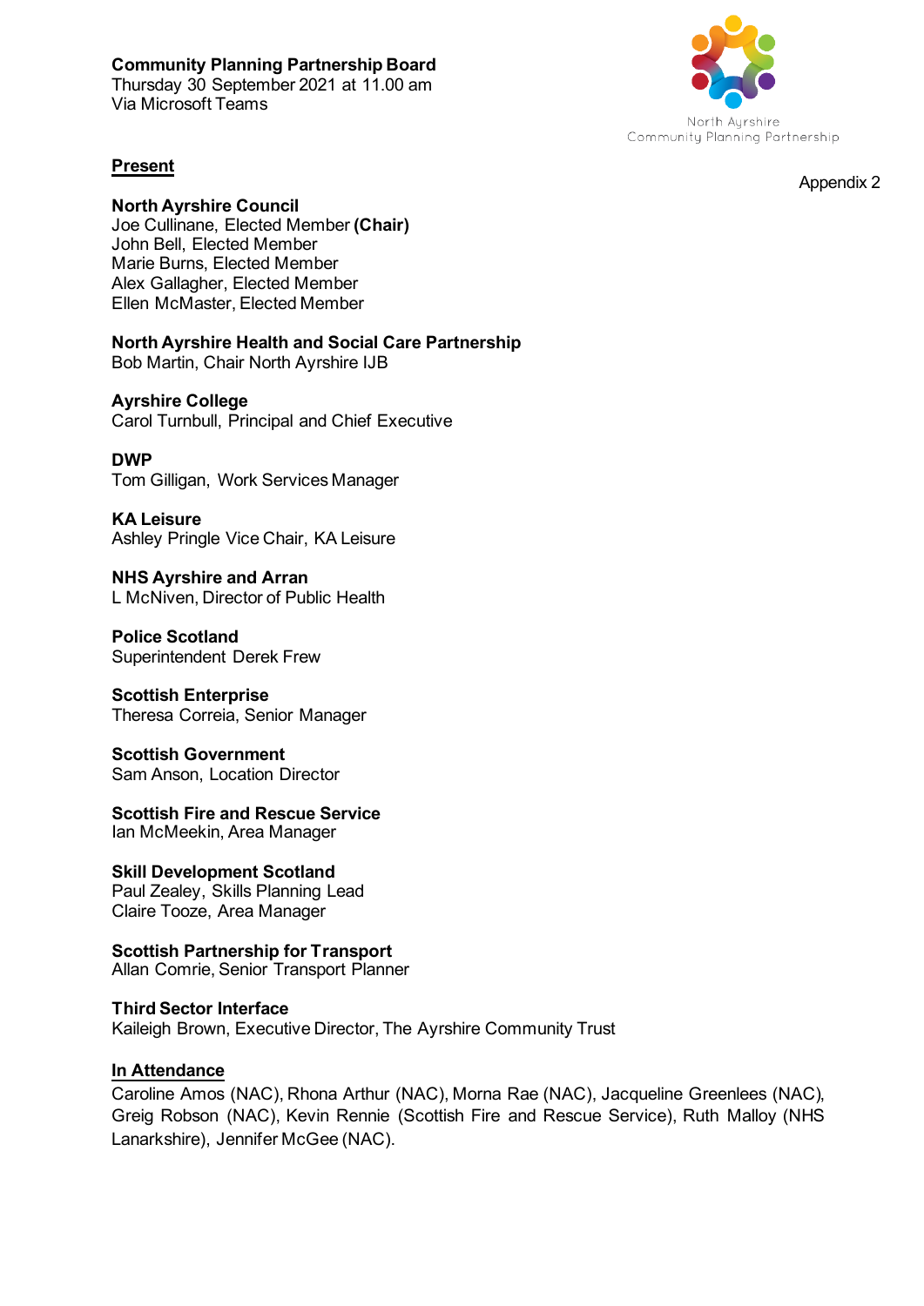**Community Planning Partnership Board**
Thursday 30 September 2021 at 11.00 am
Via Microsoft Teams

North Ayrshire
Community Planning Partnership

Appendix 2

## Present

**North Ayrshire Council**
Joe Cullinane, Elected Member **(Chair)**
John Bell, Elected Member
Marie Burns, Elected Member
Alex Gallagher, Elected Member
Ellen McMaster, Elected Member

**North Ayrshire Health and Social Care Partnership**
Bob Martin, Chair North Ayrshire IJB

**Ayrshire College**
Carol Turnbull, Principal and Chief Executive

**DWP**
Tom Gilligan, Work Services Manager

**KA Leisure**
Ashley Pringle Vice Chair, KA Leisure

**NHS Ayrshire and Arran**
L McNiven, Director of Public Health

**Police Scotland**
Superintendent Derek Frew

**Scottish Enterprise**
Theresa Correia, Senior Manager

**Scottish Government**
Sam Anson, Location Director

**Scottish Fire and Rescue Service**
Ian McMeekin, Area Manager

**Skill Development Scotland**
Paul Zealey, Skills Planning Lead
Claire Tooze, Area Manager

**Scottish Partnership for Transport**
Allan Comrie, Senior Transport Planner

**Third Sector Interface**
Kaileigh Brown, Executive Director, The Ayrshire Community Trust

## In Attendance

Caroline Amos (NAC), Rhona Arthur (NAC), Morna Rae (NAC), Jacqueline Greenlees (NAC), Greig Robson (NAC), Kevin Rennie (Scottish Fire and Rescue Service), Ruth Malloy (NHS Lanarkshire), Jennifer McGee (NAC).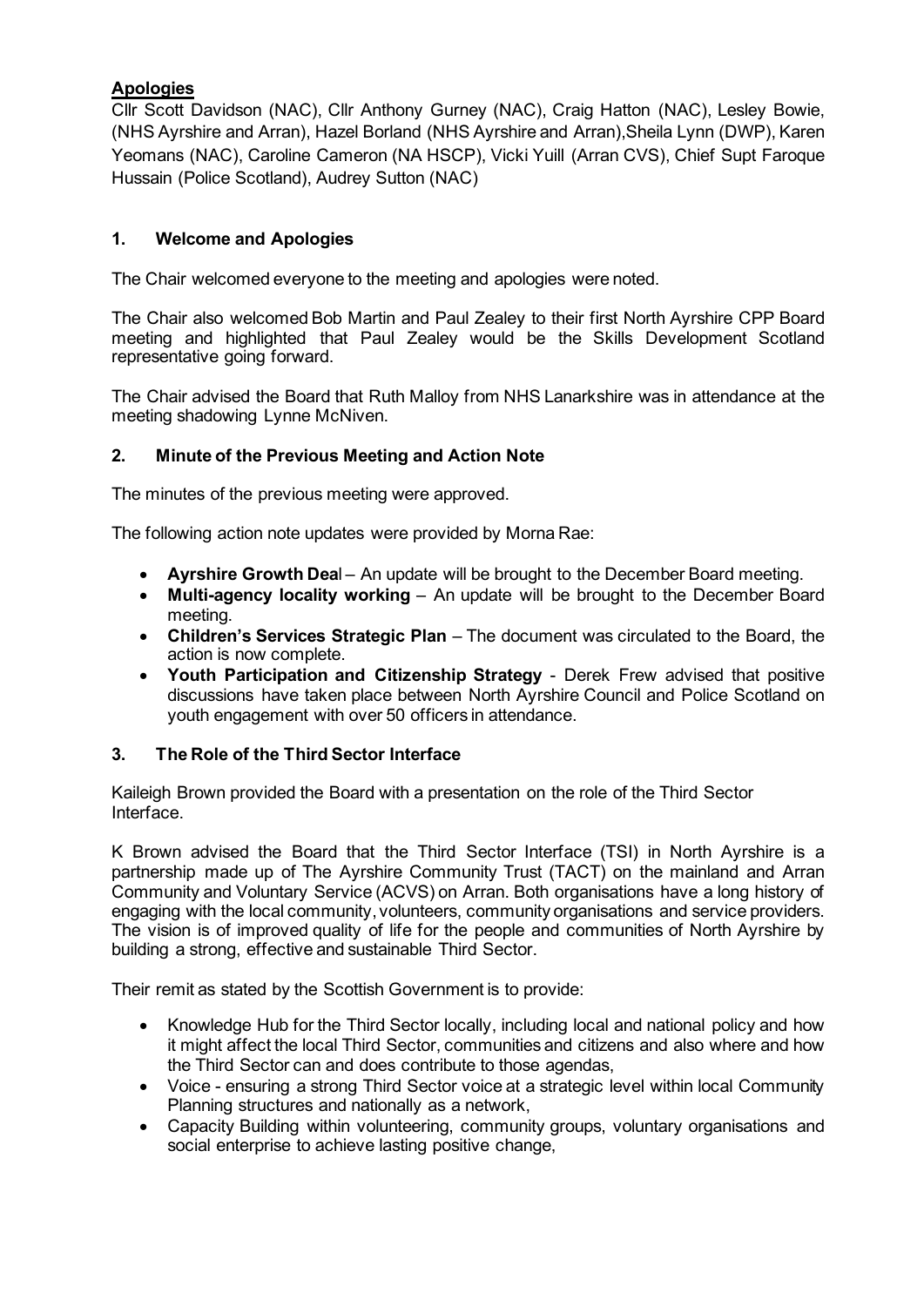**Apologies**

Cllr Scott Davidson (NAC), Cllr Anthony Gurney (NAC), Craig Hatton (NAC), Lesley Bowie, (NHS Ayrshire and Arran), Hazel Borland (NHS Ayrshire and Arran),Sheila Lynn (DWP), Karen Yeomans (NAC), Caroline Cameron (NA HSCP), Vicki Yuill (Arran CVS), Chief Supt Faroque Hussain (Police Scotland), Audrey Sutton (NAC)

## 1. Welcome and Apologies

The Chair welcomed everyone to the meeting and apologies were noted.

The Chair also welcomed Bob Martin and Paul Zealey to their first North Ayrshire CPP Board meeting and highlighted that Paul Zealey would be the Skills Development Scotland representative going forward.

The Chair advised the Board that Ruth Malloy from NHS Lanarkshire was in attendance at the meeting shadowing Lynne McNiven.

## 2. Minute of the Previous Meeting and Action Note

The minutes of the previous meeting were approved.

The following action note updates were provided by Morna Rae:

- **Ayrshire Growth Deal** – An update will be brought to the December Board meeting.
- **Multi-agency locality working** – An update will be brought to the December Board meeting.
- **Children's Services Strategic Plan** – The document was circulated to the Board, the action is now complete.
- **Youth Participation and Citizenship Strategy** - Derek Frew advised that positive discussions have taken place between North Ayrshire Council and Police Scotland on youth engagement with over 50 officers in attendance.

## 3. The Role of the Third Sector Interface

Kaileigh Brown provided the Board with a presentation on the role of the Third Sector Interface.

K Brown advised the Board that the Third Sector Interface (TSI) in North Ayrshire is a partnership made up of The Ayrshire Community Trust (TACT) on the mainland and Arran Community and Voluntary Service (ACVS) on Arran. Both organisations have a long history of engaging with the local community, volunteers, community organisations and service providers. The vision is of improved quality of life for the people and communities of North Ayrshire by building a strong, effective and sustainable Third Sector.

Their remit as stated by the Scottish Government is to provide:

- Knowledge Hub for the Third Sector locally, including local and national policy and how it might affect the local Third Sector, communities and citizens and also where and how the Third Sector can and does contribute to those agendas,
- Voice - ensuring a strong Third Sector voice at a strategic level within local Community Planning structures and nationally as a network,
- Capacity Building within volunteering, community groups, voluntary organisations and social enterprise to achieve lasting positive change,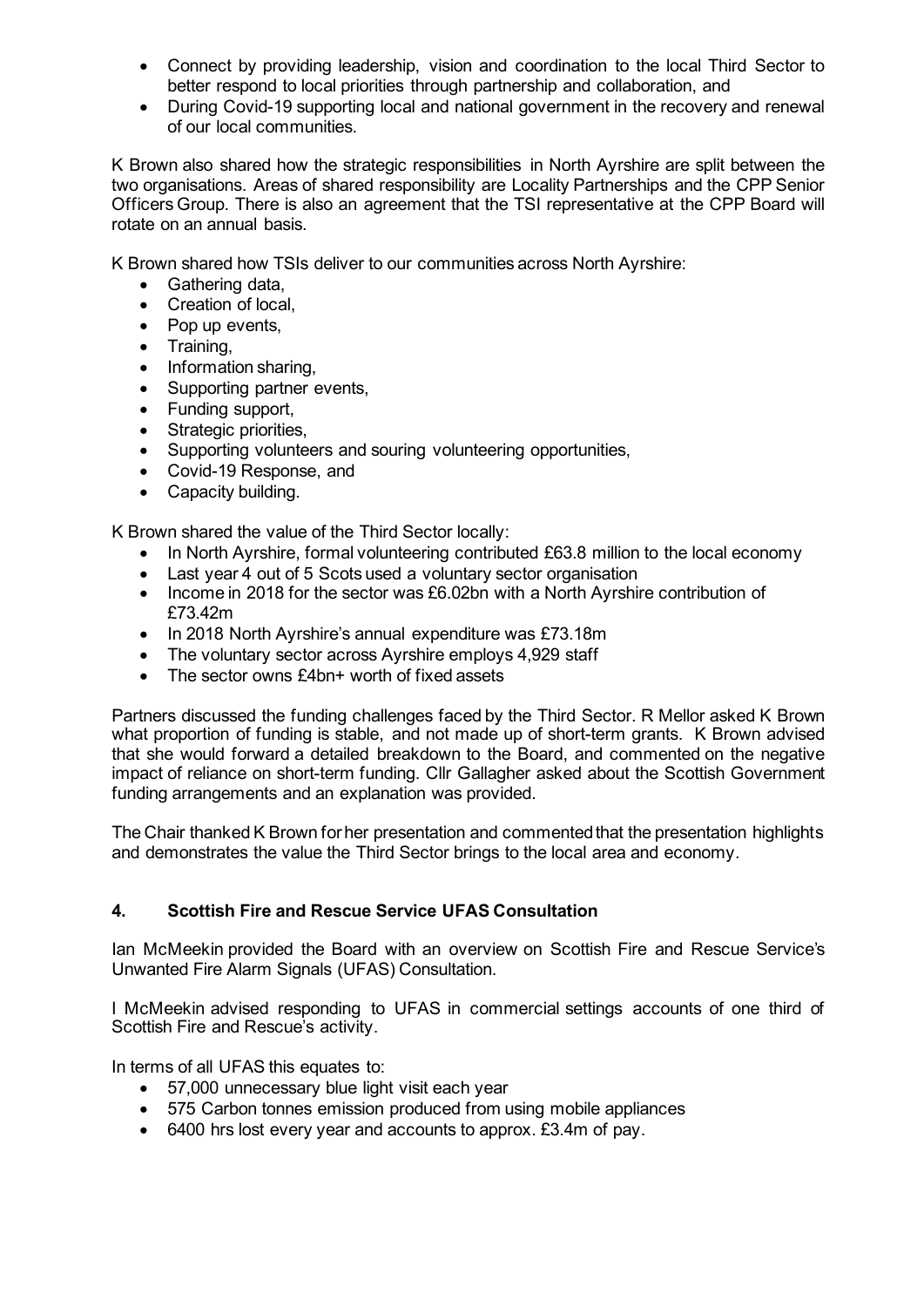- Connect by providing leadership, vision and coordination to the local Third Sector to better respond to local priorities through partnership and collaboration, and
- During Covid-19 supporting local and national government in the recovery and renewal of our local communities.

K Brown also shared how the strategic responsibilities in North Ayrshire are split between the two organisations. Areas of shared responsibility are Locality Partnerships and the CPP Senior Officers Group. There is also an agreement that the TSI representative at the CPP Board will rotate on an annual basis.

K Brown shared how TSIs deliver to our communities across North Ayrshire:

- Gathering data,
- Creation of local,
- Pop up events,
- Training,
- Information sharing,
- Supporting partner events,
- Funding support,
- Strategic priorities,
- Supporting volunteers and souring volunteering opportunities,
- Covid-19 Response, and
- Capacity building.

K Brown shared the value of the Third Sector locally:

- In North Ayrshire, formal volunteering contributed £63.8 million to the local economy
- Last year 4 out of 5 Scots used a voluntary sector organisation
- Income in 2018 for the sector was £6.02bn with a North Ayrshire contribution of £73.42m
- In 2018 North Ayrshire's annual expenditure was £73.18m
- The voluntary sector across Ayrshire employs 4,929 staff
- The sector owns £4bn+ worth of fixed assets

Partners discussed the funding challenges faced by the Third Sector. R Mellor asked K Brown what proportion of funding is stable, and not made up of short-term grants. K Brown advised that she would forward a detailed breakdown to the Board, and commented on the negative impact of reliance on short-term funding. Cllr Gallagher asked about the Scottish Government funding arrangements and an explanation was provided.

The Chair thanked K Brown for her presentation and commented that the presentation highlights and demonstrates the value the Third Sector brings to the local area and economy.

## 4. Scottish Fire and Rescue Service UFAS Consultation

Ian McMeekin provided the Board with an overview on Scottish Fire and Rescue Service's Unwanted Fire Alarm Signals (UFAS) Consultation.

I McMeekin advised responding to UFAS in commercial settings accounts of one third of Scottish Fire and Rescue's activity.

In terms of all UFAS this equates to:

- 57,000 unnecessary blue light visit each year
- 575 Carbon tonnes emission produced from using mobile appliances
- 6400 hrs lost every year and accounts to approx. £3.4m of pay.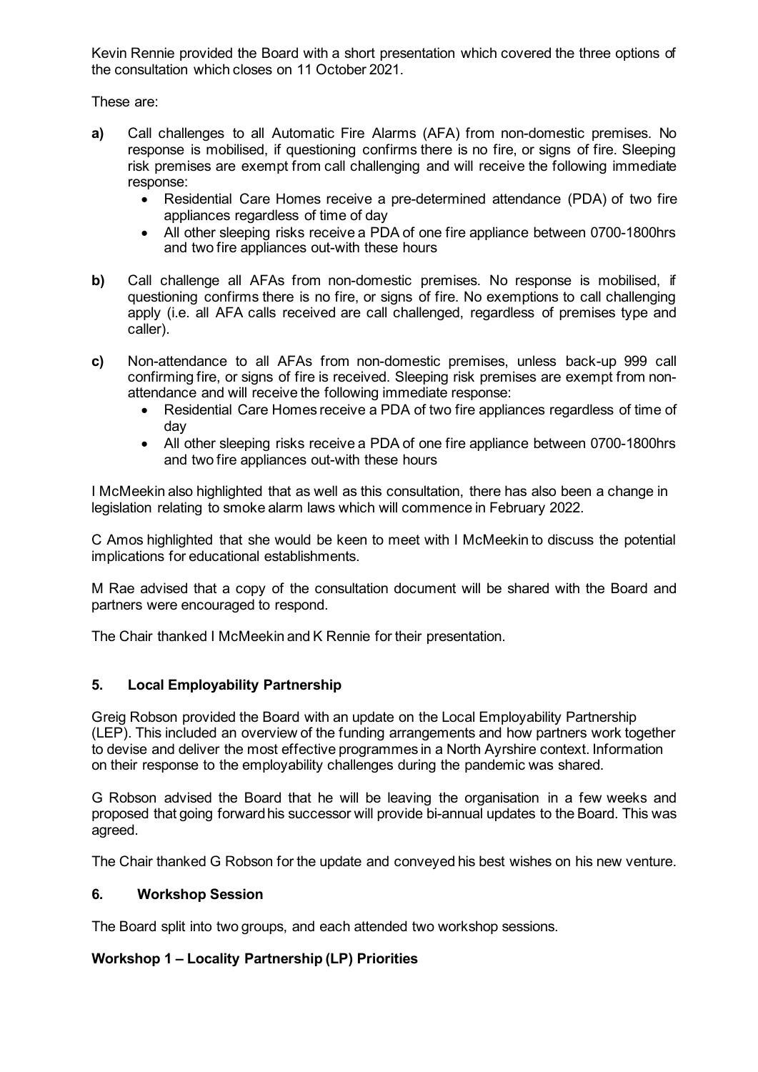Kevin Rennie provided the Board with a short presentation which covered the three options of the consultation which closes on 11 October 2021.

These are:

**a)** Call challenges to all Automatic Fire Alarms (AFA) from non-domestic premises. No response is mobilised, if questioning confirms there is no fire, or signs of fire. Sleeping risk premises are exempt from call challenging and will receive the following immediate response:
- Residential Care Homes receive a pre-determined attendance (PDA) of two fire appliances regardless of time of day
- All other sleeping risks receive a PDA of one fire appliance between 0700-1800hrs and two fire appliances out-with these hours

**b)** Call challenge all AFAs from non-domestic premises. No response is mobilised, if questioning confirms there is no fire, or signs of fire. No exemptions to call challenging apply (i.e. all AFA calls received are call challenged, regardless of premises type and caller).

**c)** Non-attendance to all AFAs from non-domestic premises, unless back-up 999 call confirming fire, or signs of fire is received. Sleeping risk premises are exempt from non-attendance and will receive the following immediate response:
- Residential Care Homes receive a PDA of two fire appliances regardless of time of day
- All other sleeping risks receive a PDA of one fire appliance between 0700-1800hrs and two fire appliances out-with these hours

I McMeekin also highlighted that as well as this consultation, there has also been a change in legislation relating to smoke alarm laws which will commence in February 2022.

C Amos highlighted that she would be keen to meet with I McMeekin to discuss the potential implications for educational establishments.

M Rae advised that a copy of the consultation document will be shared with the Board and partners were encouraged to respond.

The Chair thanked I McMeekin and K Rennie for their presentation.

## 5. Local Employability Partnership

Greig Robson provided the Board with an update on the Local Employability Partnership (LEP). This included an overview of the funding arrangements and how partners work together to devise and deliver the most effective programmes in a North Ayrshire context. Information on their response to the employability challenges during the pandemic was shared.

G Robson advised the Board that he will be leaving the organisation in a few weeks and proposed that going forward his successor will provide bi-annual updates to the Board. This was agreed.

The Chair thanked G Robson for the update and conveyed his best wishes on his new venture.

## 6. Workshop Session

The Board split into two groups, and each attended two workshop sessions.

### Workshop 1 – Locality Partnership (LP) Priorities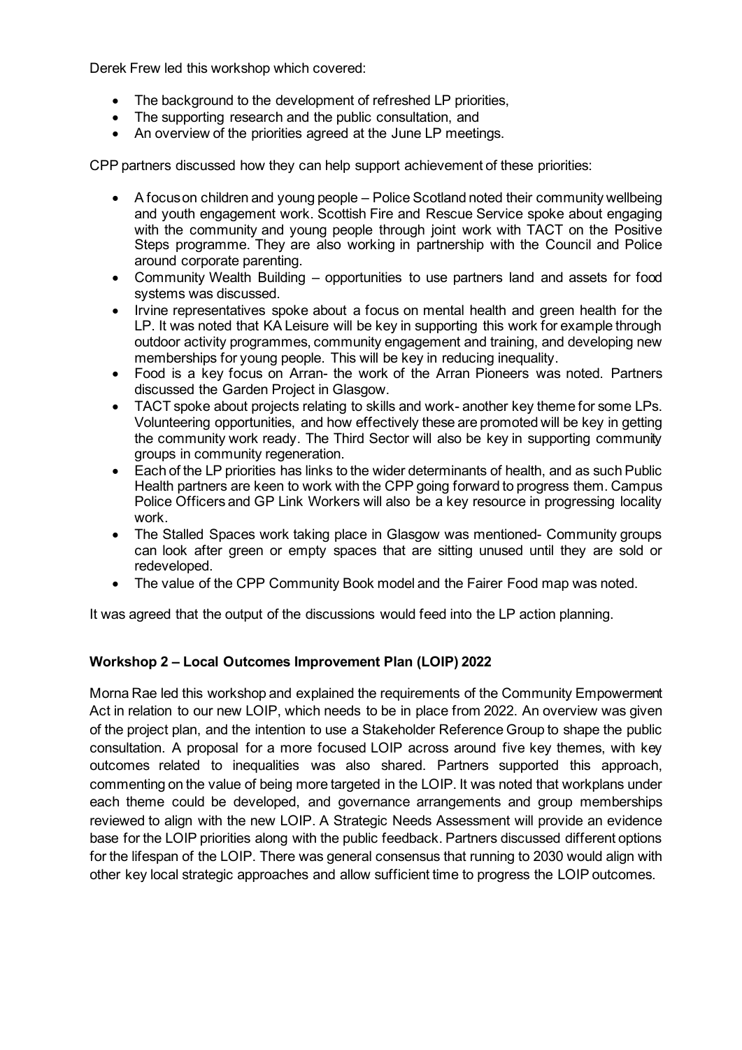Derek Frew led this workshop which covered:

- The background to the development of refreshed LP priorities,
- The supporting research and the public consultation, and
- An overview of the priorities agreed at the June LP meetings.

CPP partners discussed how they can help support achievement of these priorities:

- A focus on children and young people – Police Scotland noted their community wellbeing and youth engagement work. Scottish Fire and Rescue Service spoke about engaging with the community and young people through joint work with TACT on the Positive Steps programme. They are also working in partnership with the Council and Police around corporate parenting.
- Community Wealth Building – opportunities to use partners land and assets for food systems was discussed.
- Irvine representatives spoke about a focus on mental health and green health for the LP. It was noted that KA Leisure will be key in supporting this work for example through outdoor activity programmes, community engagement and training, and developing new memberships for young people. This will be key in reducing inequality.
- Food is a key focus on Arran- the work of the Arran Pioneers was noted. Partners discussed the Garden Project in Glasgow.
- TACT spoke about projects relating to skills and work- another key theme for some LPs. Volunteering opportunities, and how effectively these are promoted will be key in getting the community work ready. The Third Sector will also be key in supporting community groups in community regeneration.
- Each of the LP priorities has links to the wider determinants of health, and as such Public Health partners are keen to work with the CPP going forward to progress them. Campus Police Officers and GP Link Workers will also be a key resource in progressing locality work.
- The Stalled Spaces work taking place in Glasgow was mentioned- Community groups can look after green or empty spaces that are sitting unused until they are sold or redeveloped.
- The value of the CPP Community Book model and the Fairer Food map was noted.

It was agreed that the output of the discussions would feed into the LP action planning.

**Workshop 2 – Local Outcomes Improvement Plan (LOIP) 2022**

Morna Rae led this workshop and explained the requirements of the Community Empowerment Act in relation to our new LOIP, which needs to be in place from 2022. An overview was given of the project plan, and the intention to use a Stakeholder Reference Group to shape the public consultation. A proposal for a more focused LOIP across around five key themes, with key outcomes related to inequalities was also shared. Partners supported this approach, commenting on the value of being more targeted in the LOIP. It was noted that workplans under each theme could be developed, and governance arrangements and group memberships reviewed to align with the new LOIP. A Strategic Needs Assessment will provide an evidence base for the LOIP priorities along with the public feedback. Partners discussed different options for the lifespan of the LOIP. There was general consensus that running to 2030 would align with other key local strategic approaches and allow sufficient time to progress the LOIP outcomes.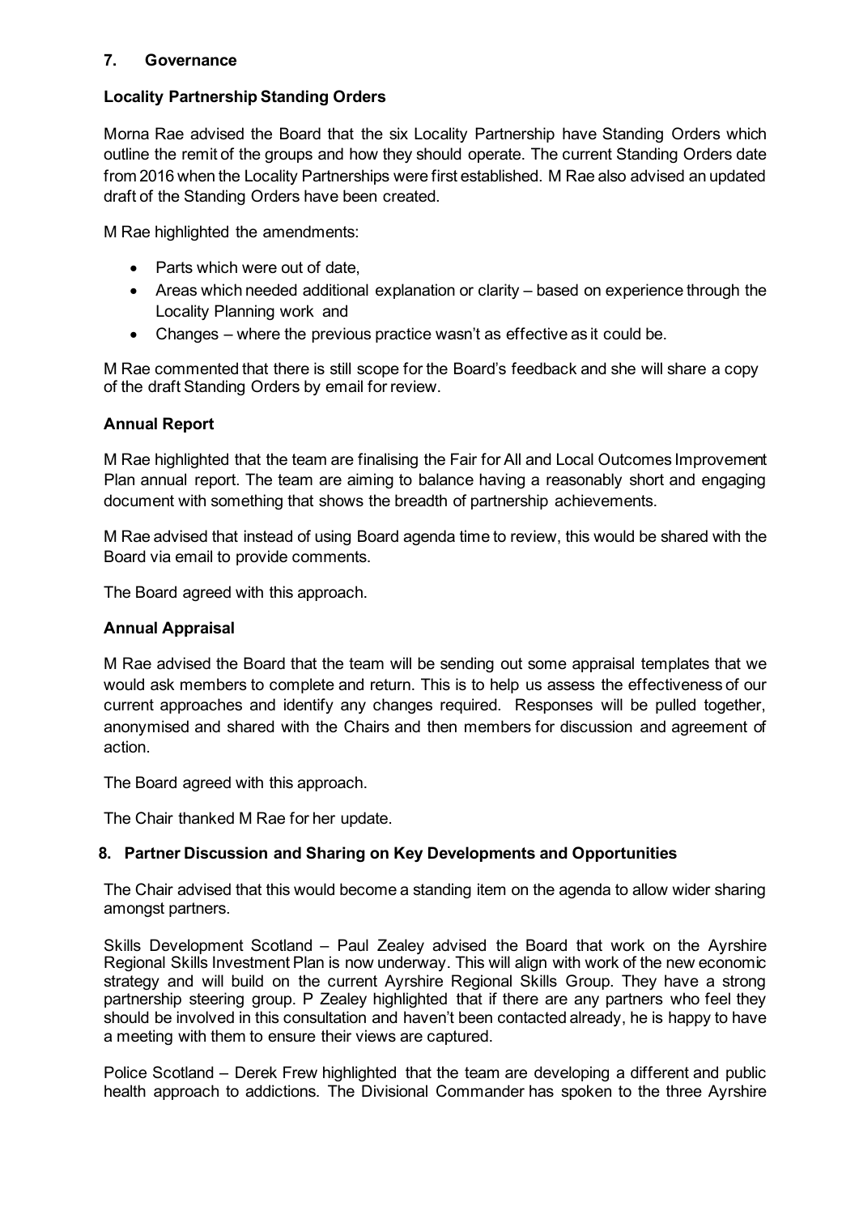## 7. Governance

### Locality Partnership Standing Orders

Morna Rae advised the Board that the six Locality Partnership have Standing Orders which outline the remit of the groups and how they should operate. The current Standing Orders date from 2016 when the Locality Partnerships were first established. M Rae also advised an updated draft of the Standing Orders have been created.

M Rae highlighted the amendments:

- Parts which were out of date,
- Areas which needed additional explanation or clarity – based on experience through the Locality Planning work and
- Changes – where the previous practice wasn't as effective as it could be.

M Rae commented that there is still scope for the Board's feedback and she will share a copy of the draft Standing Orders by email for review.

### Annual Report

M Rae highlighted that the team are finalising the Fair for All and Local Outcomes Improvement Plan annual report. The team are aiming to balance having a reasonably short and engaging document with something that shows the breadth of partnership achievements.

M Rae advised that instead of using Board agenda time to review, this would be shared with the Board via email to provide comments.

The Board agreed with this approach.

### Annual Appraisal

M Rae advised the Board that the team will be sending out some appraisal templates that we would ask members to complete and return. This is to help us assess the effectiveness of our current approaches and identify any changes required. Responses will be pulled together, anonymised and shared with the Chairs and then members for discussion and agreement of action.

The Board agreed with this approach.

The Chair thanked M Rae for her update.

## 8. Partner Discussion and Sharing on Key Developments and Opportunities

The Chair advised that this would become a standing item on the agenda to allow wider sharing amongst partners.

Skills Development Scotland – Paul Zealey advised the Board that work on the Ayrshire Regional Skills Investment Plan is now underway. This will align with work of the new economic strategy and will build on the current Ayrshire Regional Skills Group. They have a strong partnership steering group. P Zealey highlighted that if there are any partners who feel they should be involved in this consultation and haven't been contacted already, he is happy to have a meeting with them to ensure their views are captured.

Police Scotland – Derek Frew highlighted that the team are developing a different and public health approach to addictions. The Divisional Commander has spoken to the three Ayrshire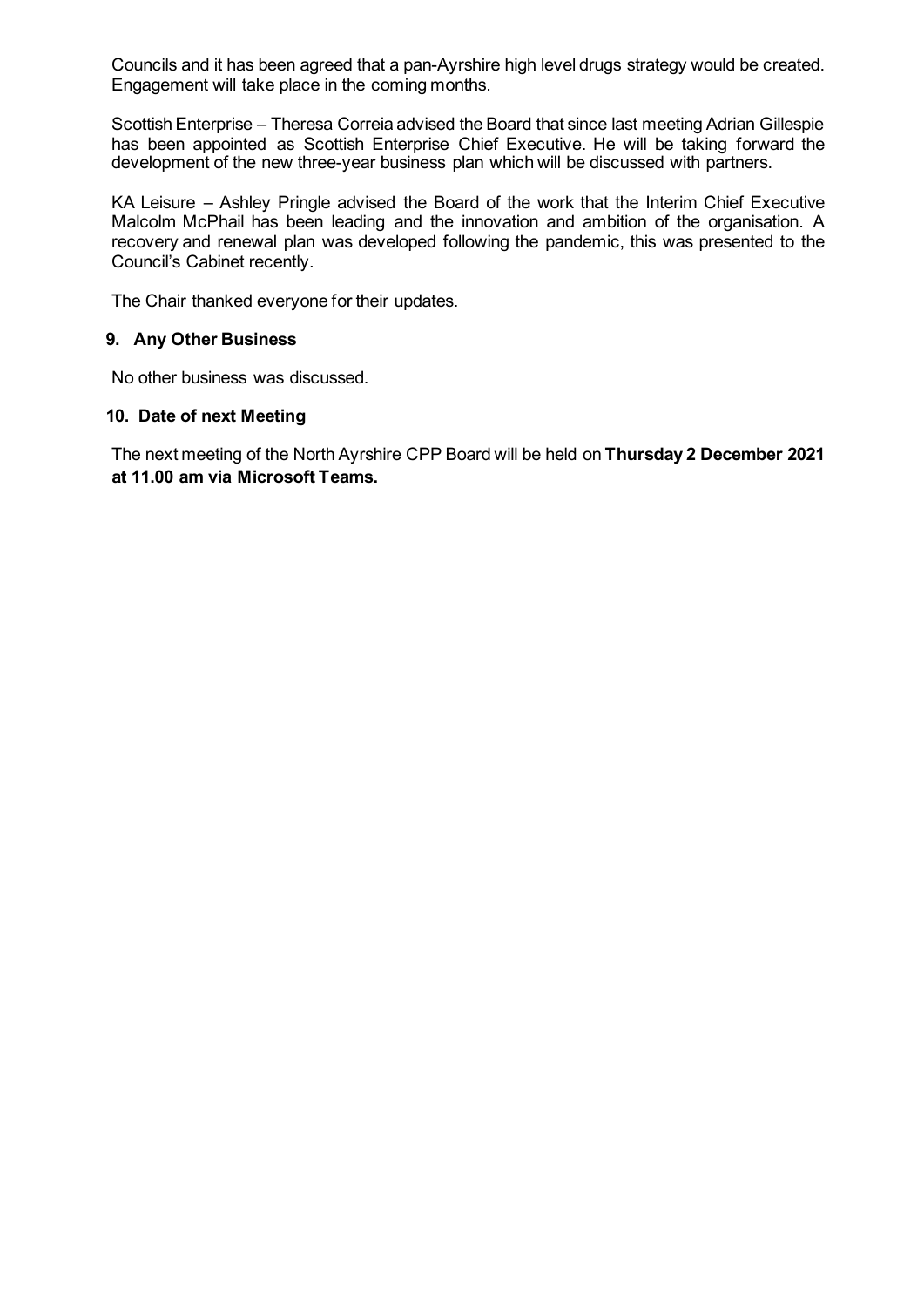Councils and it has been agreed that a pan-Ayrshire high level drugs strategy would be created. Engagement will take place in the coming months.

Scottish Enterprise – Theresa Correia advised the Board that since last meeting Adrian Gillespie has been appointed as Scottish Enterprise Chief Executive. He will be taking forward the development of the new three-year business plan which will be discussed with partners.

KA Leisure – Ashley Pringle advised the Board of the work that the Interim Chief Executive Malcolm McPhail has been leading and the innovation and ambition of the organisation. A recovery and renewal plan was developed following the pandemic, this was presented to the Council's Cabinet recently.

The Chair thanked everyone for their updates.

### 9. Any Other Business

No other business was discussed.

### 10. Date of next Meeting

The next meeting of the North Ayrshire CPP Board will be held on **Thursday 2 December 2021 at 11.00 am via Microsoft Teams.**